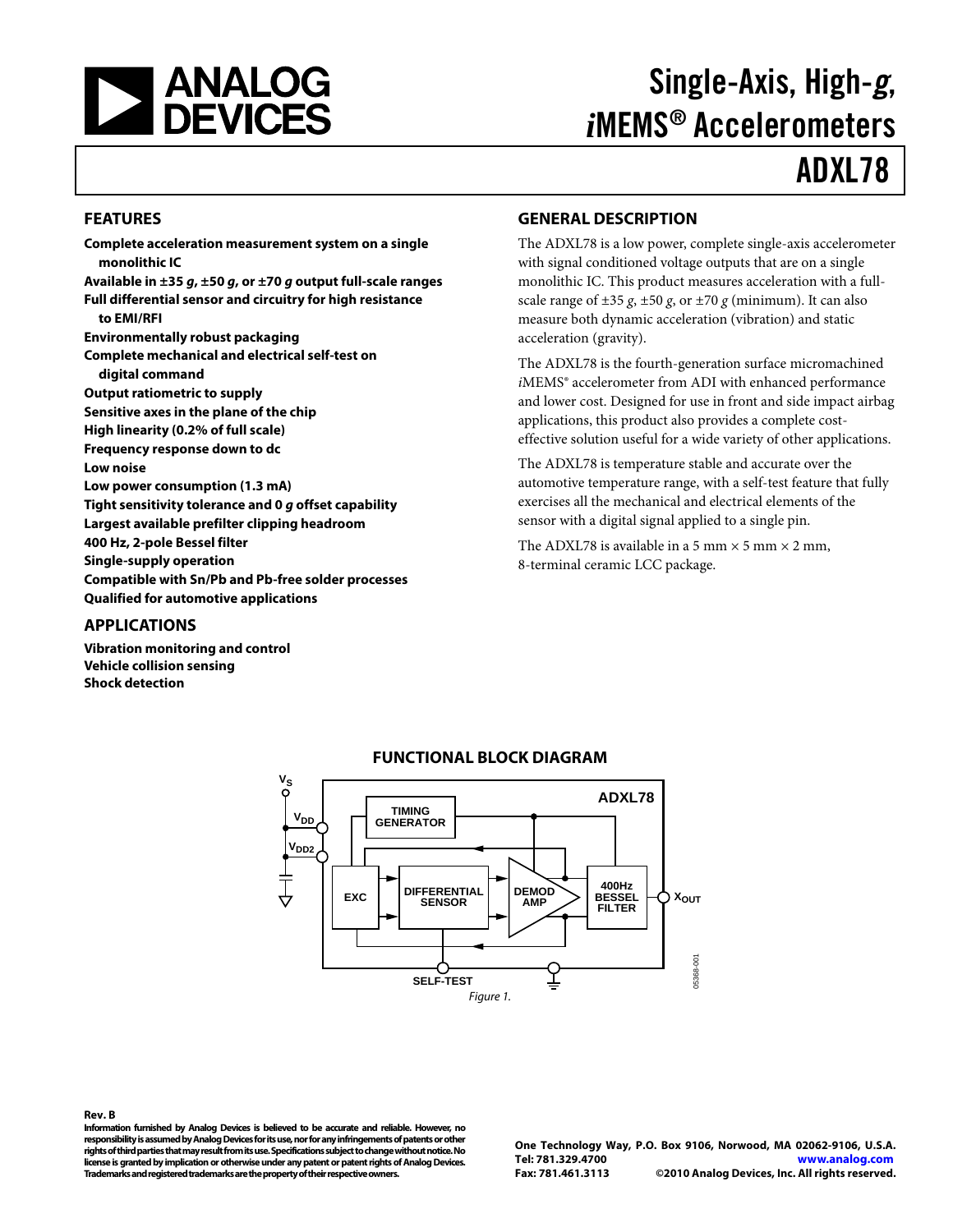# Single-Axis, High-g, iMEMS® Accelerometers

# ADXL78

## FEATURES

- **Complete acceleration measurement system on a single monolithic IC**
- **Available in ±35 *g*, ±50 *g*, or ±70 *g* output full-scale ranges**
- **Full differential sensor and circuitry for high resistance to EMI/RFI**
- **Environmentally robust packaging**
- **Complete mechanical and electrical self-test on digital command**
- **Output ratiometric to supply**
- **Sensitive axes in the plane of the chip**
- **High linearity (0.2% of full scale)**
- **Frequency response down to dc**
- **Low noise**
- **Low power consumption (1.3 mA)**
- **Tight sensitivity tolerance and 0 *g* offset capability**
- **Largest available prefilter clipping headroom**
- **400 Hz, 2-pole Bessel filter**
- **Single-supply operation**
- **Compatible with Sn/Pb and Pb-free solder processes**
- **Qualified for automotive applications**

## APPLICATIONS

- **Vibration monitoring and control**
- **Vehicle collision sensing**
- **Shock detection**

## GENERAL DESCRIPTION

The ADXL78 is a low power, complete single-axis accelerometer with signal conditioned voltage outputs that are on a single monolithic IC. This product measures acceleration with a full-scale range of ±35 *g*, ±50 *g*, or ±70 *g* (minimum). It can also measure both dynamic acceleration (vibration) and static acceleration (gravity).

The ADXL78 is the fourth-generation surface micromachined *i*MEMS® accelerometer from ADI with enhanced performance and lower cost. Designed for use in front and side impact airbag applications, this product also provides a complete cost-effective solution useful for a wide variety of other applications.

The ADXL78 is temperature stable and accurate over the automotive temperature range, with a self-test feature that fully exercises all the mechanical and electrical elements of the sensor with a digital signal applied to a single pin.

The ADXL78 is available in a 5 mm × 5 mm × 2 mm, 8-terminal ceramic LCC package.

## FUNCTIONAL BLOCK DIAGRAM

*Figure 1.*

Rev. B

Information furnished by Analog Devices is believed to be accurate and reliable. However, no responsibility is assumed by Analog Devices for its use, nor for any infringements of patents or other rights of third parties that may result from its use. Specifications subject to change without notice. No license is granted by implication or otherwise under any patent or patent rights of Analog Devices. Trademarks and registered trademarks are the property of their respective owners.

One Technology Way, P.O. Box 9106, Norwood, MA 02062-9106, U.S.A.
Tel: 781.329.4700 www.analog.com
Fax: 781.461.3113 ©2010 Analog Devices, Inc. All rights reserved.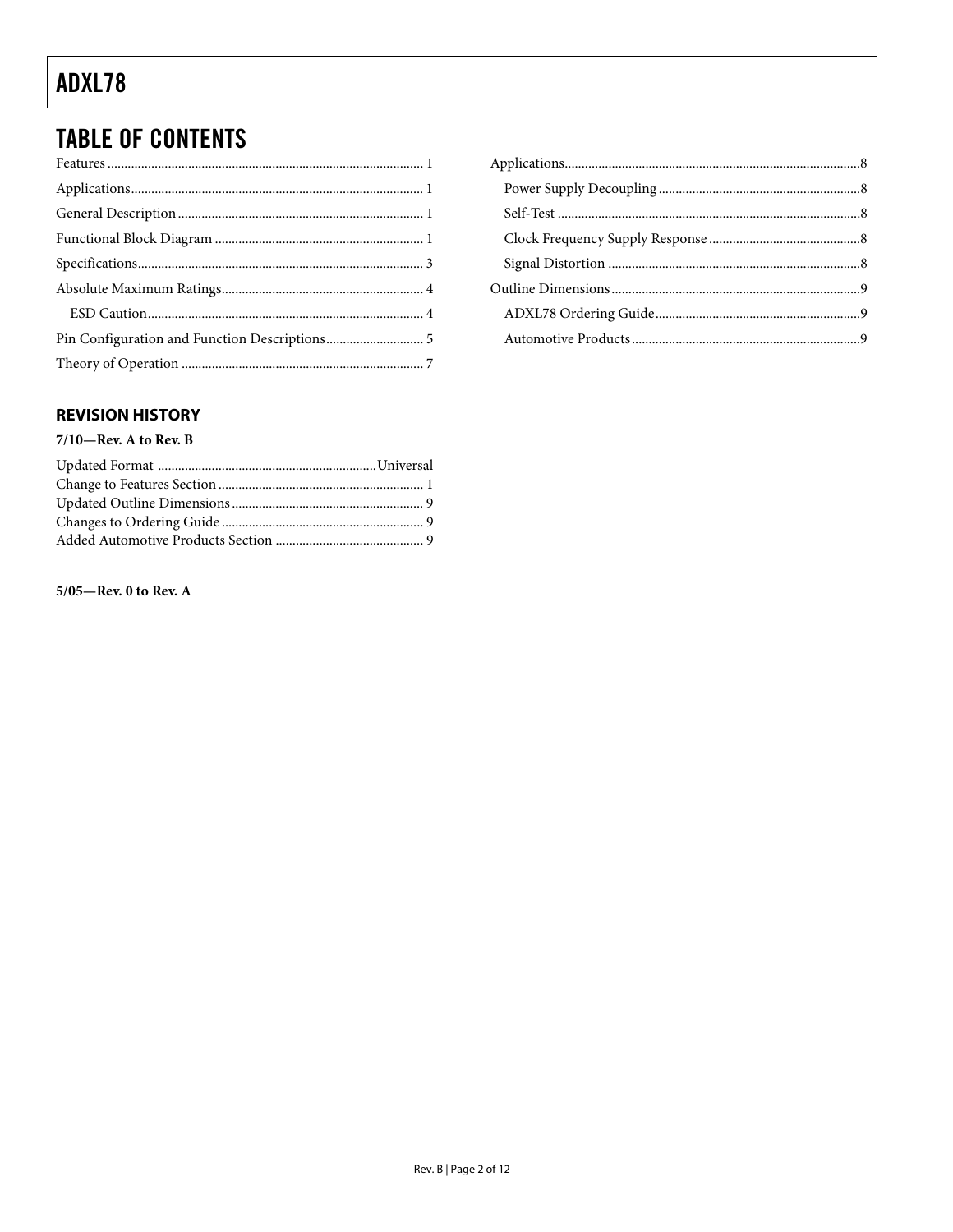## TABLE OF CONTENTS

Features ... 1
Applications ... 1
General Description ... 1
Functional Block Diagram ... 1
Specifications ... 3
Absolute Maximum Ratings ... 4
  ESD Caution ... 4
Pin Configuration and Function Descriptions ... 5
Theory of Operation ... 7
Applications ... 8
  Power Supply Decoupling ... 8
  Self-Test ... 8
  Clock Frequency Supply Response ... 8
  Signal Distortion ... 8
Outline Dimensions ... 9
  ADXL78 Ordering Guide ... 9
  Automotive Products ... 9

### REVISION HISTORY

**7/10—Rev. A to Rev. B**

Updated Format ... Universal
Change to Features Section ... 1
Updated Outline Dimensions ... 9
Changes to Ordering Guide ... 9
Added Automotive Products Section ... 9

**5/05—Rev. 0 to Rev. A**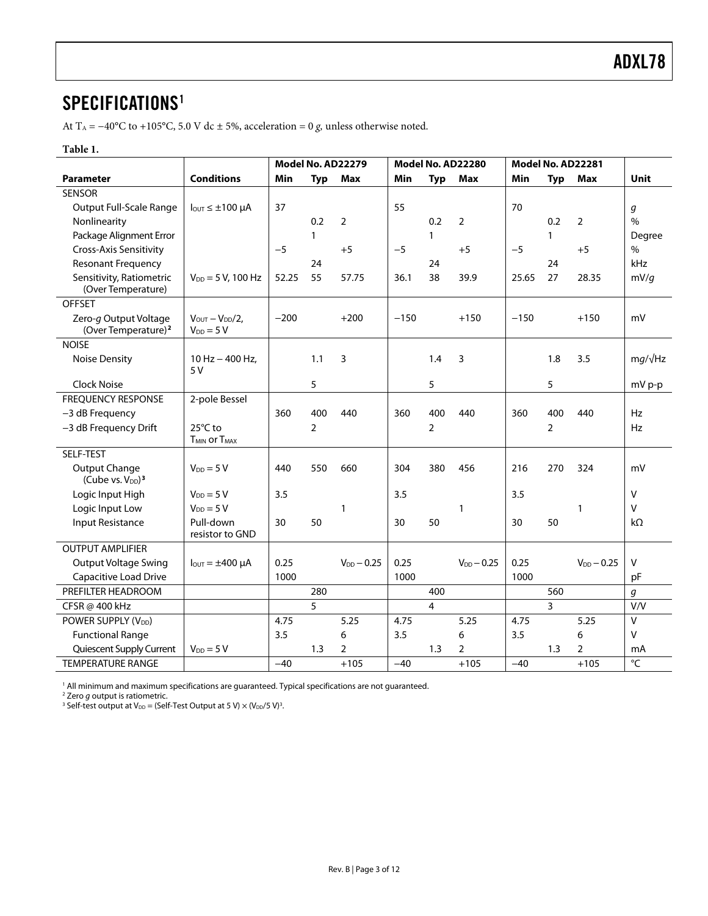## SPECIFICATIONS[1]

At $T_A$ = −40°C to +105°C, 5.0 V dc ± 5%, acceleration = 0 *g*, unless otherwise noted.

**Table 1.**

| | | Model No. AD22279 | | | Model No. AD22280 | | | Model No. AD22281 | | | |
|---|---|---|---|---|---|---|---|---|---|---|---|
| **Parameter** | **Conditions** | **Min** | **Typ** | **Max** | **Min** | **Typ** | **Max** | **Min** | **Typ** | **Max** | **Unit** |
| SENSOR | | | | | | | | | | | |
| Output Full-Scale Range | $I_{OUT} \leq \pm 100$ µA | 37 | | | 55 | | | 70 | | | *g* |
| Nonlinearity | | | 0.2 | 2 | | 0.2 | 2 | | 0.2 | 2 | % |
| Package Alignment Error | | | 1 | | | 1 | | | 1 | | Degree |
| Cross-Axis Sensitivity | | −5 | | +5 | −5 | | +5 | −5 | | +5 | % |
| Resonant Frequency | | | 24 | | | 24 | | | 24 | | kHz |
| Sensitivity, Ratiometric (Over Temperature) | $V_{DD}$ = 5 V, 100 Hz | 52.25 | 55 | 57.75 | 36.1 | 38 | 39.9 | 25.65 | 27 | 28.35 | mV/*g* |
| OFFSET | | | | | | | | | | | |
| Zero-*g* Output Voltage (Over Temperature)[2] | $V_{OUT} - V_{DD}/2$, $V_{DD}$ = 5 V | −200 | | +200 | −150 | | +150 | −150 | | +150 | mV |
| NOISE | | | | | | | | | | | |
| Noise Density | 10 Hz − 400 Hz, 5 V | | 1.1 | 3 | | 1.4 | 3 | | 1.8 | 3.5 | m*g*/√Hz |
| Clock Noise | | | 5 | | | 5 | | | 5 | | mV p-p |
| FREQUENCY RESPONSE | 2-pole Bessel | | | | | | | | | | |
| −3 dB Frequency | | 360 | 400 | 440 | 360 | 400 | 440 | 360 | 400 | 440 | Hz |
| −3 dB Frequency Drift | 25°C to $T_{MIN}$ or $T_{MAX}$ | | 2 | | | 2 | | | 2 | | Hz |
| SELF-TEST | | | | | | | | | | | |
| Output Change (Cube vs. $V_{DD}$)[3] | $V_{DD}$ = 5 V | 440 | 550 | 660 | 304 | 380 | 456 | 216 | 270 | 324 | mV |
| Logic Input High | $V_{DD}$ = 5 V | 3.5 | | | 3.5 | | | 3.5 | | | V |
| Logic Input Low | $V_{DD}$ = 5 V | | | 1 | | | 1 | | | 1 | V |
| Input Resistance | Pull-down resistor to GND | 30 | 50 | | 30 | 50 | | 30 | 50 | | kΩ |
| OUTPUT AMPLIFIER | | | | | | | | | | | |
| Output Voltage Swing | $I_{OUT} = \pm 400$ µA | 0.25 | | $V_{DD}$ − 0.25 | 0.25 | | $V_{DD}$ − 0.25 | 0.25 | | $V_{DD}$ − 0.25 | V |
| Capacitive Load Drive | | 1000 | | | 1000 | | | 1000 | | | pF |
| PREFILTER HEADROOM | | | 280 | | | 400 | | | 560 | | *g* |
| CFSR @ 400 kHz | | | 5 | | | 4 | | | 3 | | V/V |
| POWER SUPPLY ($V_{DD}$) | | 4.75 | | 5.25 | 4.75 | | 5.25 | 4.75 | | 5.25 | V |
| Functional Range | | 3.5 | | 6 | 3.5 | | 6 | 3.5 | | 6 | V |
| Quiescent Supply Current | $V_{DD}$ = 5 V | | 1.3 | 2 | | 1.3 | 2 | | 1.3 | 2 | mA |
| TEMPERATURE RANGE | | −40 | | +105 | −40 | | +105 | −40 | | +105 | °C |

[1] All minimum and maximum specifications are guaranteed. Typical specifications are not guaranteed.

[2] Zero *g* output is ratiometric.

[3] Self-test output at $V_{DD}$ = (Self-Test Output at 5 V) × $(V_{DD}/5\text{ V})^3$.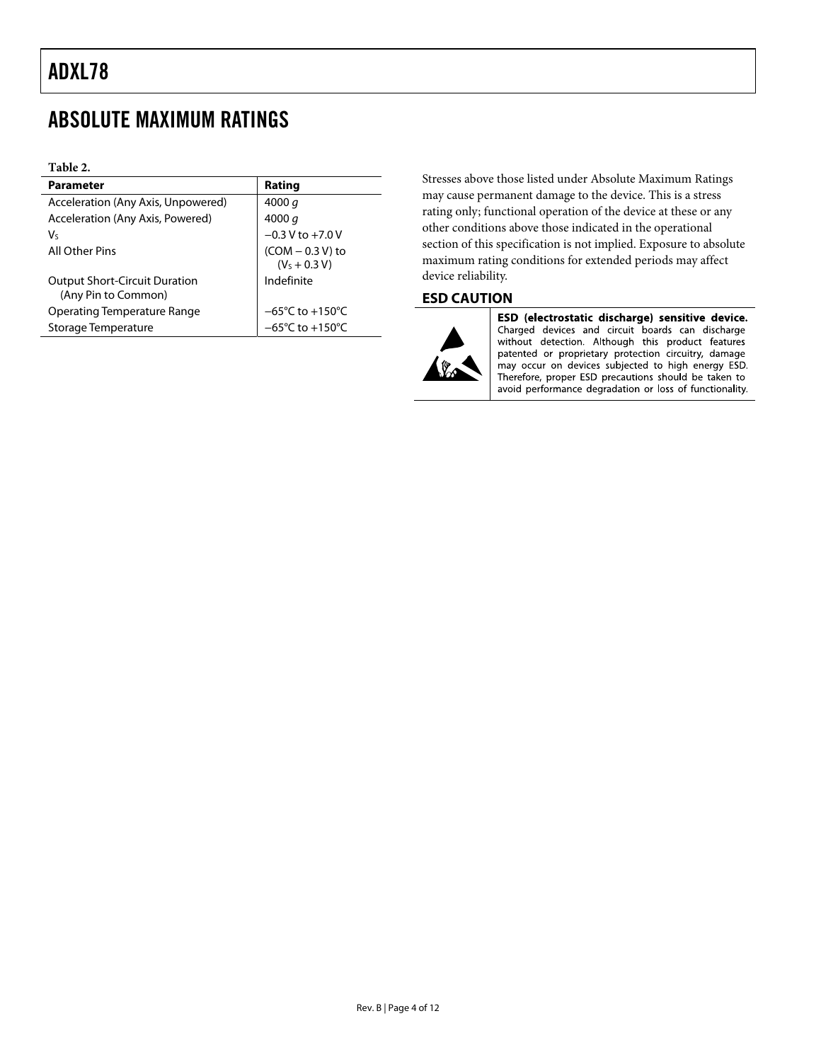# ABSOLUTE MAXIMUM RATINGS

**Table 2.**

| Parameter | Rating |
|---|---|
| Acceleration (Any Axis, Unpowered) | 4000 *g* |
| Acceleration (Any Axis, Powered) | 4000 *g* |
| $V_S$ | −0.3 V to +7.0 V |
| All Other Pins | (COM − 0.3 V) to ($V_S$ + 0.3 V) |
| Output Short-Circuit Duration (Any Pin to Common) | Indefinite |
| Operating Temperature Range | −65°C to +150°C |
| Storage Temperature | −65°C to +150°C |

Stresses above those listed under Absolute Maximum Ratings may cause permanent damage to the device. This is a stress rating only; functional operation of the device at these or any other conditions above those indicated in the operational section of this specification is not implied. Exposure to absolute maximum rating conditions for extended periods may affect device reliability.

## ESD CAUTION

**ESD (electrostatic discharge) sensitive device.** Charged devices and circuit boards can discharge without detection. Although this product features patented or proprietary protection circuitry, damage may occur on devices subjected to high energy ESD. Therefore, proper ESD precautions should be taken to avoid performance degradation or loss of functionality.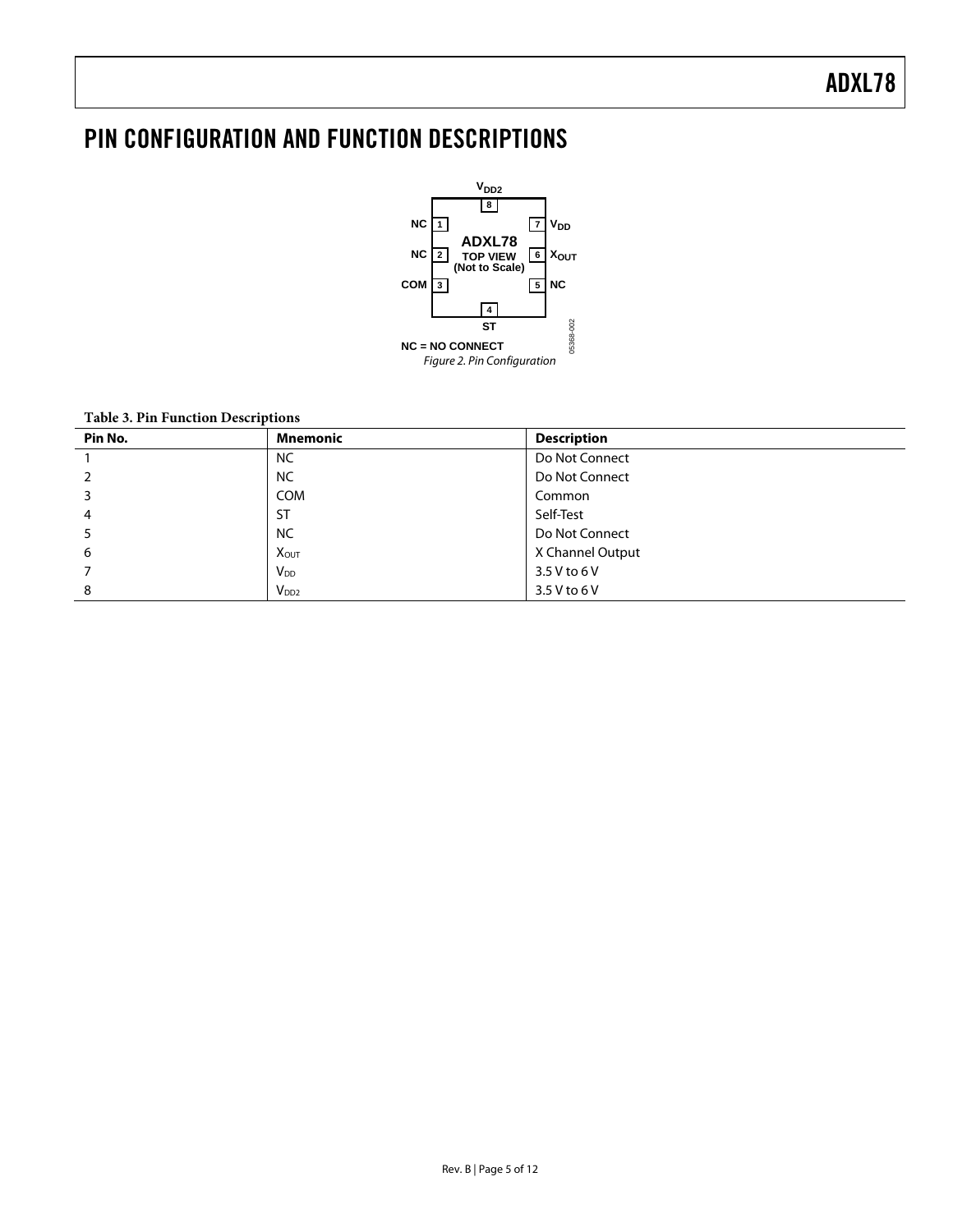# PIN CONFIGURATION AND FUNCTION DESCRIPTIONS

NC = NO CONNECT

*Figure 2. Pin Configuration*

**Table 3. Pin Function Descriptions**

| Pin No. | Mnemonic | Description |
|---|---|---|
| 1 | NC | Do Not Connect |
| 2 | NC | Do Not Connect |
| 3 | COM | Common |
| 4 | ST | Self-Test |
| 5 | NC | Do Not Connect |
| 6 | $X_{OUT}$ | X Channel Output |
| 7 | $V_{DD}$ | 3.5 V to 6 V |
| 8 | $V_{DD2}$ | 3.5 V to 6 V |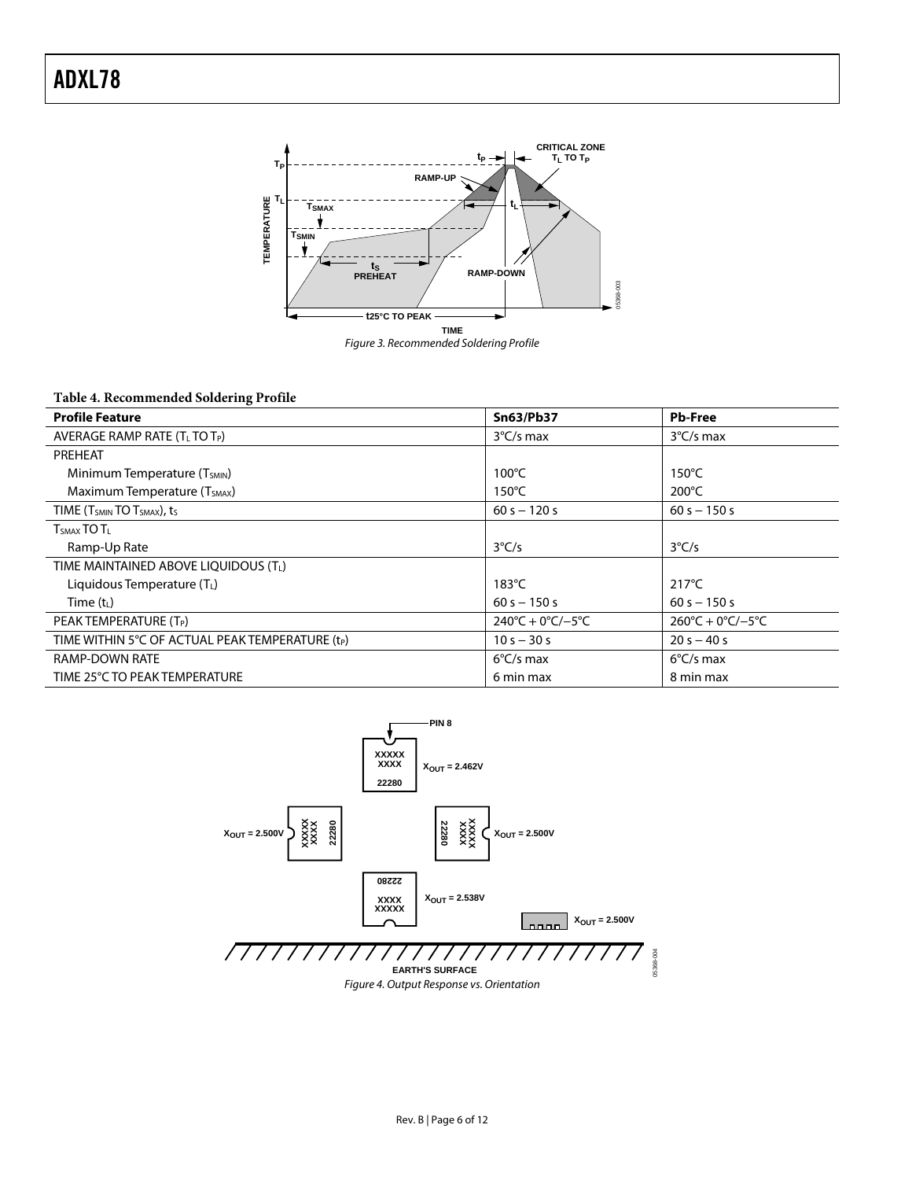Figure 3. Recommended Soldering Profile

**Table 4. Recommended Soldering Profile**

| Profile Feature | Sn63/Pb37 | Pb-Free |
|---|---|---|
| AVERAGE RAMP RATE ($T_L$ TO $T_P$) | 3°C/s max | 3°C/s max |
| PREHEAT | | |
| Minimum Temperature ($T_{SMIN}$) | 100°C | 150°C |
| Maximum Temperature ($T_{SMAX}$) | 150°C | 200°C |
| TIME ($T_{SMIN}$ TO $T_{SMAX}$), $t_S$ | 60 s – 120 s | 60 s – 150 s |
| $T_{SMAX}$ TO $T_L$ | | |
| Ramp-Up Rate | 3°C/s | 3°C/s |
| TIME MAINTAINED ABOVE LIQUIDOUS ($T_L$) | | |
| Liquidous Temperature ($T_L$) | 183°C | 217°C |
| Time ($t_L$) | 60 s – 150 s | 60 s – 150 s |
| PEAK TEMPERATURE ($T_P$) | 240°C + 0°C/−5°C | 260°C + 0°C/−5°C |
| TIME WITHIN 5°C OF ACTUAL PEAK TEMPERATURE ($t_P$) | 10 s – 30 s | 20 s – 40 s |
| RAMP-DOWN RATE | 6°C/s max | 6°C/s max |
| TIME 25°C TO PEAK TEMPERATURE | 6 min max | 8 min max |

Figure 4. Output Response vs. Orientation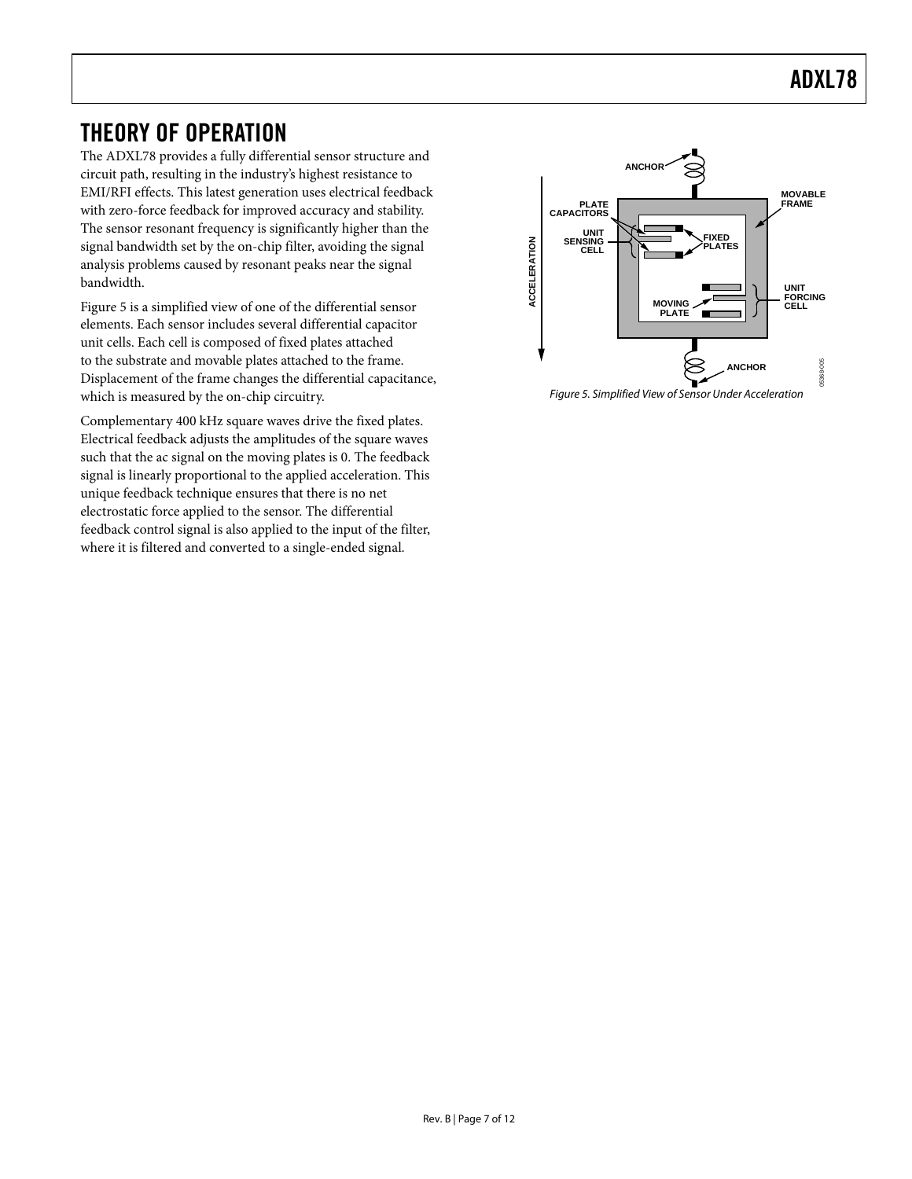# THEORY OF OPERATION

The ADXL78 provides a fully differential sensor structure and circuit path, resulting in the industry's highest resistance to EMI/RFI effects. This latest generation uses electrical feedback with zero-force feedback for improved accuracy and stability. The sensor resonant frequency is significantly higher than the signal bandwidth set by the on-chip filter, avoiding the signal analysis problems caused by resonant peaks near the signal bandwidth.

Figure 5 is a simplified view of one of the differential sensor elements. Each sensor includes several differential capacitor unit cells. Each cell is composed of fixed plates attached to the substrate and movable plates attached to the frame. Displacement of the frame changes the differential capacitance, which is measured by the on-chip circuitry.

Complementary 400 kHz square waves drive the fixed plates. Electrical feedback adjusts the amplitudes of the square waves such that the ac signal on the moving plates is 0. The feedback signal is linearly proportional to the applied acceleration. This unique feedback technique ensures that there is no net electrostatic force applied to the sensor. The differential feedback control signal is also applied to the input of the filter, where it is filtered and converted to a single-ended signal.

*Figure 5. Simplified View of Sensor Under Acceleration*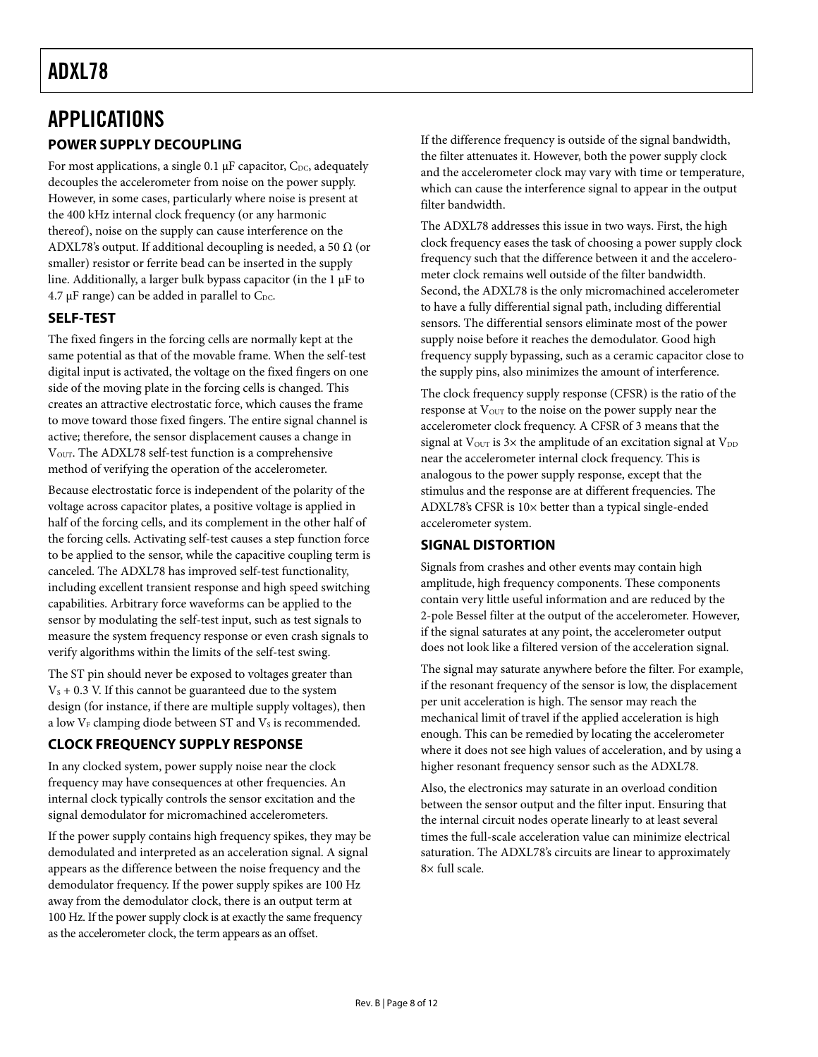# APPLICATIONS

## POWER SUPPLY DECOUPLING

For most applications, a single 0.1 μF capacitor, $C_{DC}$, adequately decouples the accelerometer from noise on the power supply. However, in some cases, particularly where noise is present at the 400 kHz internal clock frequency (or any harmonic thereof), noise on the supply can cause interference on the ADXL78's output. If additional decoupling is needed, a 50 Ω (or smaller) resistor or ferrite bead can be inserted in the supply line. Additionally, a larger bulk bypass capacitor (in the 1 μF to 4.7 μF range) can be added in parallel to $C_{DC}$.

## SELF-TEST

The fixed fingers in the forcing cells are normally kept at the same potential as that of the movable frame. When the self-test digital input is activated, the voltage on the fixed fingers on one side of the moving plate in the forcing cells is changed. This creates an attractive electrostatic force, which causes the frame to move toward those fixed fingers. The entire signal channel is active; therefore, the sensor displacement causes a change in $V_{OUT}$. The ADXL78 self-test function is a comprehensive method of verifying the operation of the accelerometer.

Because electrostatic force is independent of the polarity of the voltage across capacitor plates, a positive voltage is applied in half of the forcing cells, and its complement in the other half of the forcing cells. Activating self-test causes a step function force to be applied to the sensor, while the capacitive coupling term is canceled. The ADXL78 has improved self-test functionality, including excellent transient response and high speed switching capabilities. Arbitrary force waveforms can be applied to the sensor by modulating the self-test input, such as test signals to measure the system frequency response or even crash signals to verify algorithms within the limits of the self-test swing.

The ST pin should never be exposed to voltages greater than $V_S$ + 0.3 V. If this cannot be guaranteed due to the system design (for instance, if there are multiple supply voltages), then a low $V_F$ clamping diode between ST and $V_S$ is recommended.

## CLOCK FREQUENCY SUPPLY RESPONSE

In any clocked system, power supply noise near the clock frequency may have consequences at other frequencies. An internal clock typically controls the sensor excitation and the signal demodulator for micromachined accelerometers.

If the power supply contains high frequency spikes, they may be demodulated and interpreted as an acceleration signal. A signal appears as the difference between the noise frequency and the demodulator frequency. If the power supply spikes are 100 Hz away from the demodulator clock, there is an output term at 100 Hz. If the power supply clock is at exactly the same frequency as the accelerometer clock, the term appears as an offset.

If the difference frequency is outside of the signal bandwidth, the filter attenuates it. However, both the power supply clock and the accelerometer clock may vary with time or temperature, which can cause the interference signal to appear in the output filter bandwidth.

The ADXL78 addresses this issue in two ways. First, the high clock frequency eases the task of choosing a power supply clock frequency such that the difference between it and the accelerometer clock remains well outside of the filter bandwidth. Second, the ADXL78 is the only micromachined accelerometer to have a fully differential signal path, including differential sensors. The differential sensors eliminate most of the power supply noise before it reaches the demodulator. Good high frequency supply bypassing, such as a ceramic capacitor close to the supply pins, also minimizes the amount of interference.

The clock frequency supply response (CFSR) is the ratio of the response at $V_{OUT}$ to the noise on the power supply near the accelerometer clock frequency. A CFSR of 3 means that the signal at $V_{OUT}$ is 3× the amplitude of an excitation signal at $V_{DD}$ near the accelerometer internal clock frequency. This is analogous to the power supply response, except that the stimulus and the response are at different frequencies. The ADXL78's CFSR is 10× better than a typical single-ended accelerometer system.

## SIGNAL DISTORTION

Signals from crashes and other events may contain high amplitude, high frequency components. These components contain very little useful information and are reduced by the 2-pole Bessel filter at the output of the accelerometer. However, if the signal saturates at any point, the accelerometer output does not look like a filtered version of the acceleration signal.

The signal may saturate anywhere before the filter. For example, if the resonant frequency of the sensor is low, the displacement per unit acceleration is high. The sensor may reach the mechanical limit of travel if the applied acceleration is high enough. This can be remedied by locating the accelerometer where it does not see high values of acceleration, and by using a higher resonant frequency sensor such as the ADXL78.

Also, the electronics may saturate in an overload condition between the sensor output and the filter input. Ensuring that the internal circuit nodes operate linearly to at least several times the full-scale acceleration value can minimize electrical saturation. The ADXL78's circuits are linear to approximately 8× full scale.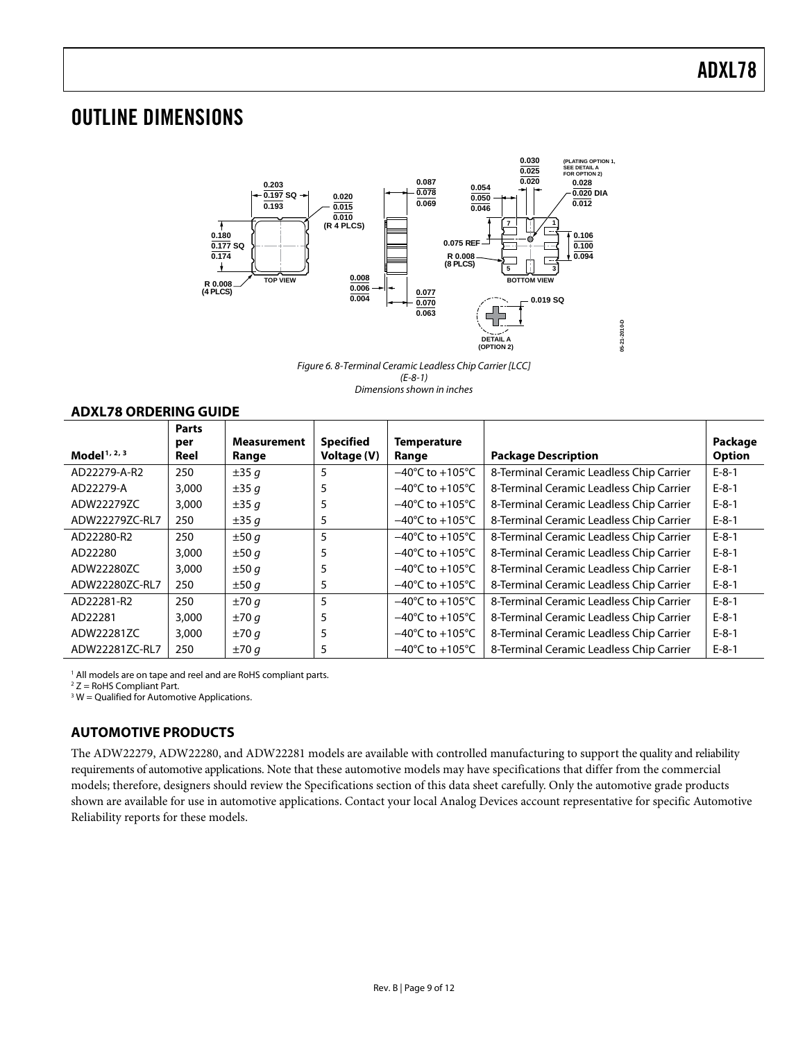# OUTLINE DIMENSIONS

*Figure 6. 8-Terminal Ceramic Leadless Chip Carrier [LCC] (E-8-1) Dimensions shown in inches*

## ADXL78 ORDERING GUIDE

| Model[1, 2, 3] | Parts per Reel | Measurement Range | Specified Voltage (V) | Temperature Range | Package Description | Package Option |
|---|---|---|---|---|---|---|
| AD22279-A-R2 | 250 | ±35 *g* | 5 | −40°C to +105°C | 8-Terminal Ceramic Leadless Chip Carrier | E-8-1 |
| AD22279-A | 3,000 | ±35 *g* | 5 | −40°C to +105°C | 8-Terminal Ceramic Leadless Chip Carrier | E-8-1 |
| ADW22279ZC | 3,000 | ±35 *g* | 5 | −40°C to +105°C | 8-Terminal Ceramic Leadless Chip Carrier | E-8-1 |
| ADW22279ZC-RL7 | 250 | ±35 *g* | 5 | −40°C to +105°C | 8-Terminal Ceramic Leadless Chip Carrier | E-8-1 |
| AD22280-R2 | 250 | ±50 *g* | 5 | −40°C to +105°C | 8-Terminal Ceramic Leadless Chip Carrier | E-8-1 |
| AD22280 | 3,000 | ±50 *g* | 5 | −40°C to +105°C | 8-Terminal Ceramic Leadless Chip Carrier | E-8-1 |
| ADW22280ZC | 3,000 | ±50 *g* | 5 | −40°C to +105°C | 8-Terminal Ceramic Leadless Chip Carrier | E-8-1 |
| ADW22280ZC-RL7 | 250 | ±50 *g* | 5 | −40°C to +105°C | 8-Terminal Ceramic Leadless Chip Carrier | E-8-1 |
| AD22281-R2 | 250 | ±70 *g* | 5 | −40°C to +105°C | 8-Terminal Ceramic Leadless Chip Carrier | E-8-1 |
| AD22281 | 3,000 | ±70 *g* | 5 | −40°C to +105°C | 8-Terminal Ceramic Leadless Chip Carrier | E-8-1 |
| ADW22281ZC | 3,000 | ±70 *g* | 5 | −40°C to +105°C | 8-Terminal Ceramic Leadless Chip Carrier | E-8-1 |
| ADW22281ZC-RL7 | 250 | ±70 *g* | 5 | −40°C to +105°C | 8-Terminal Ceramic Leadless Chip Carrier | E-8-1 |

[1] All models are on tape and reel and are RoHS compliant parts.
[2] Z = RoHS Compliant Part.
[3] W = Qualified for Automotive Applications.

## AUTOMOTIVE PRODUCTS

The ADW22279, ADW22280, and ADW22281 models are available with controlled manufacturing to support the quality and reliability requirements of automotive applications. Note that these automotive models may have specifications that differ from the commercial models; therefore, designers should review the Specifications section of this data sheet carefully. Only the automotive grade products shown are available for use in automotive applications. Contact your local Analog Devices account representative for specific Automotive Reliability reports for these models.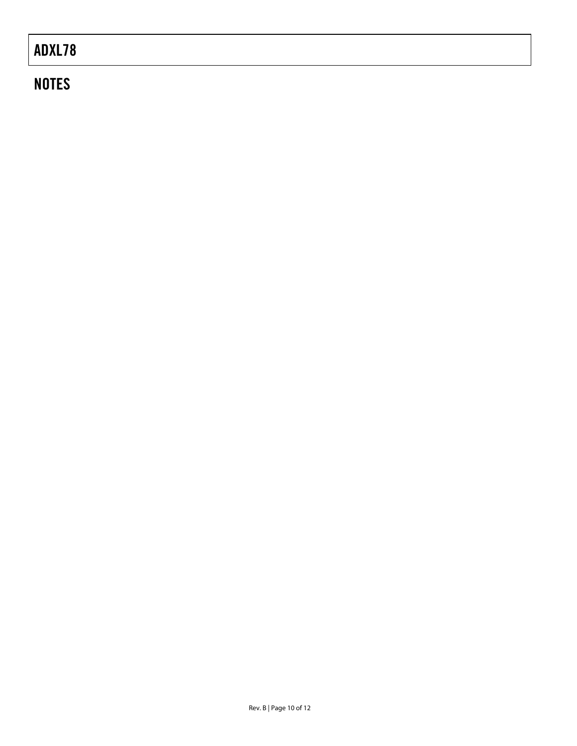## NOTES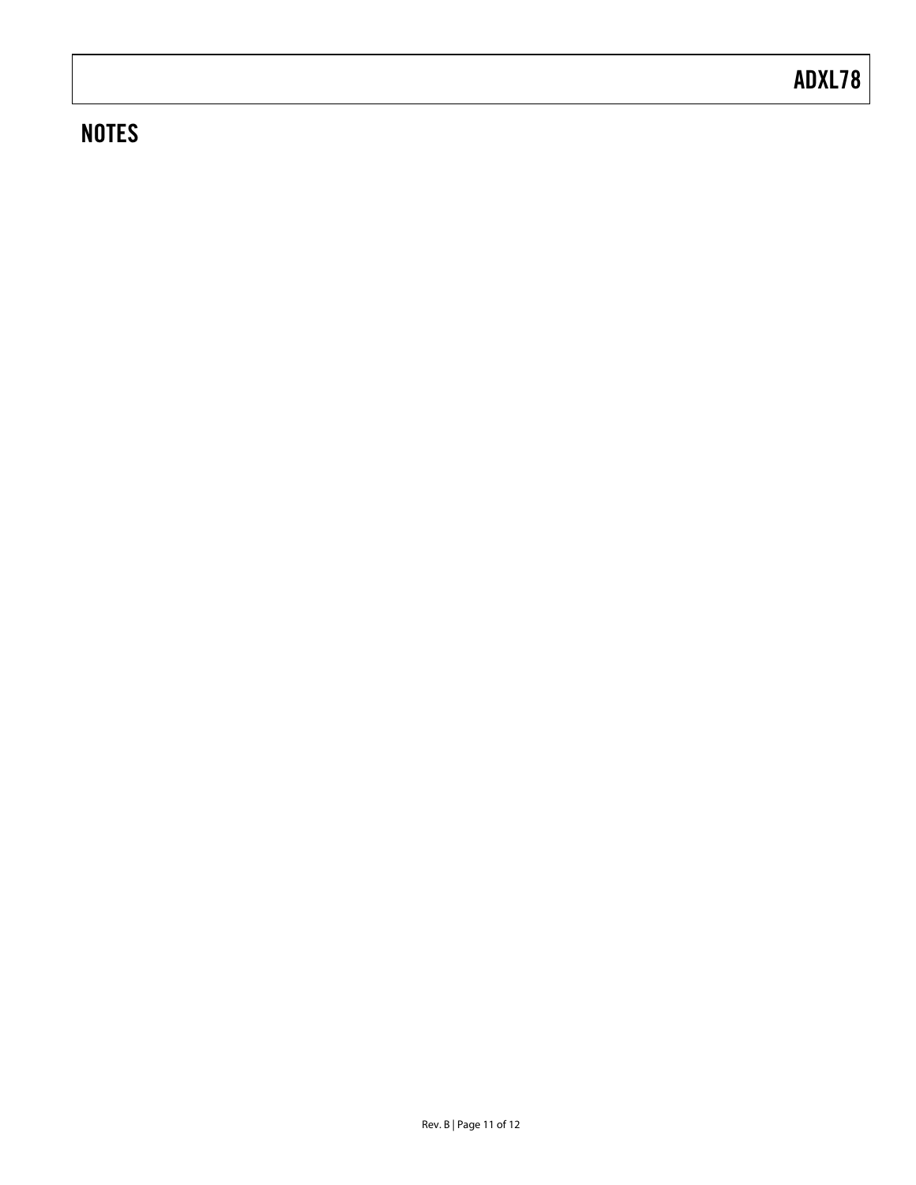## NOTES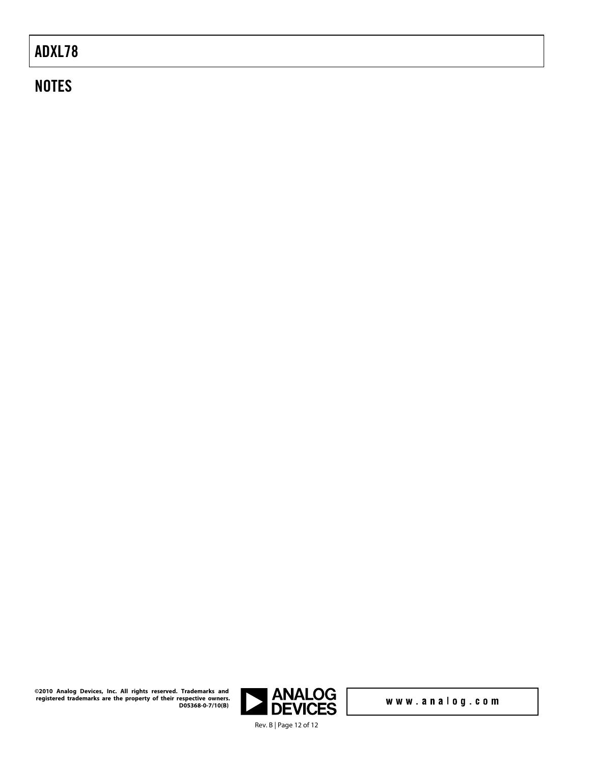## NOTES

©2010 Analog Devices, Inc. All rights reserved. Trademarks and registered trademarks are the property of their respective owners.
D05368-0-7/10(B)

www.analog.com